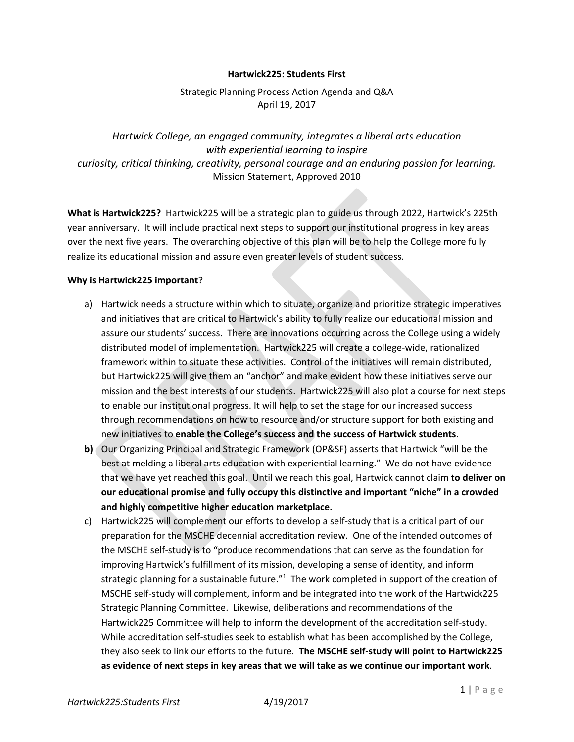**Hartwick225: Students First**

Strategic Planning Process Action Agenda and Q&A
April 19, 2017

*Hartwick College, an engaged community, integrates a liberal arts education with experiential learning to inspire curiosity, critical thinking, creativity, personal courage and an enduring passion for learning.*
Mission Statement, Approved 2010

**What is Hartwick225?** Hartwick225 will be a strategic plan to guide us through 2022, Hartwick's 225th year anniversary. It will include practical next steps to support our institutional progress in key areas over the next five years. The overarching objective of this plan will be to help the College more fully realize its educational mission and assure even greater levels of student success.

**Why is Hartwick225 important**?

a) Hartwick needs a structure within which to situate, organize and prioritize strategic imperatives and initiatives that are critical to Hartwick's ability to fully realize our educational mission and assure our students' success. There are innovations occurring across the College using a widely distributed model of implementation. Hartwick225 will create a college-wide, rationalized framework within to situate these activities. Control of the initiatives will remain distributed, but Hartwick225 will give them an "anchor" and make evident how these initiatives serve our mission and the best interests of our students. Hartwick225 will also plot a course for next steps to enable our institutional progress. It will help to set the stage for our increased success through recommendations on how to resource and/or structure support for both existing and new initiatives to **enable the College's success and the success of Hartwick students**.

**b)** Our Organizing Principal and Strategic Framework (OP&SF) asserts that Hartwick "will be the best at melding a liberal arts education with experiential learning." We do not have evidence that we have yet reached this goal. Until we reach this goal, Hartwick cannot claim **to deliver on our educational promise and fully occupy this distinctive and important "niche" in a crowded and highly competitive higher education marketplace.**

c) Hartwick225 will complement our efforts to develop a self-study that is a critical part of our preparation for the MSCHE decennial accreditation review. One of the intended outcomes of the MSCHE self-study is to "produce recommendations that can serve as the foundation for improving Hartwick's fulfillment of its mission, developing a sense of identity, and inform strategic planning for a sustainable future."[1] The work completed in support of the creation of MSCHE self-study will complement, inform and be integrated into the work of the Hartwick225 Strategic Planning Committee. Likewise, deliberations and recommendations of the Hartwick225 Committee will help to inform the development of the accreditation self-study. While accreditation self-studies seek to establish what has been accomplished by the College, they also seek to link our efforts to the future. **The MSCHE self-study will point to Hartwick225 as evidence of next steps in key areas that we will take as we continue our important work**.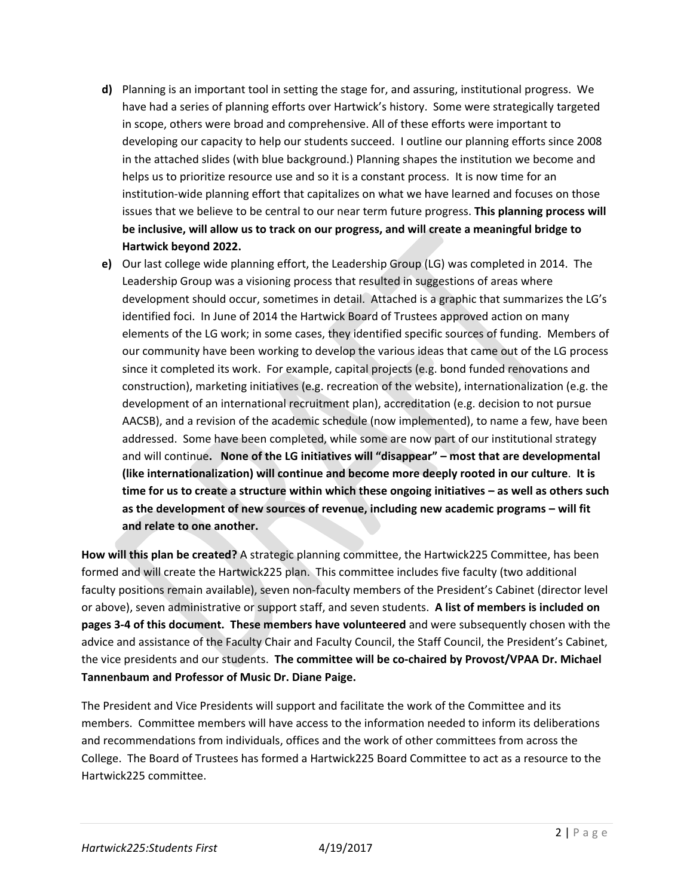**d)** Planning is an important tool in setting the stage for, and assuring, institutional progress. We have had a series of planning efforts over Hartwick's history. Some were strategically targeted in scope, others were broad and comprehensive. All of these efforts were important to developing our capacity to help our students succeed. I outline our planning efforts since 2008 in the attached slides (with blue background.) Planning shapes the institution we become and helps us to prioritize resource use and so it is a constant process. It is now time for an institution-wide planning effort that capitalizes on what we have learned and focuses on those issues that we believe to be central to our near term future progress. **This planning process will be inclusive, will allow us to track on our progress, and will create a meaningful bridge to Hartwick beyond 2022.**

**e)** Our last college wide planning effort, the Leadership Group (LG) was completed in 2014. The Leadership Group was a visioning process that resulted in suggestions of areas where development should occur, sometimes in detail. Attached is a graphic that summarizes the LG's identified foci. In June of 2014 the Hartwick Board of Trustees approved action on many elements of the LG work; in some cases, they identified specific sources of funding. Members of our community have been working to develop the various ideas that came out of the LG process since it completed its work. For example, capital projects (e.g. bond funded renovations and construction), marketing initiatives (e.g. recreation of the website), internationalization (e.g. the development of an international recruitment plan), accreditation (e.g. decision to not pursue AACSB), and a revision of the academic schedule (now implemented), to name a few, have been addressed. Some have been completed, while some are now part of our institutional strategy and will continue**. None of the LG initiatives will "disappear" – most that are developmental (like internationalization) will continue and become more deeply rooted in our culture**. **It is time for us to create a structure within which these ongoing initiatives – as well as others such as the development of new sources of revenue, including new academic programs – will fit and relate to one another.**

**How will this plan be created?** A strategic planning committee, the Hartwick225 Committee, has been formed and will create the Hartwick225 plan. This committee includes five faculty (two additional faculty positions remain available), seven non-faculty members of the President's Cabinet (director level or above), seven administrative or support staff, and seven students. **A list of members is included on pages 3-4 of this document. These members have volunteered** and were subsequently chosen with the advice and assistance of the Faculty Chair and Faculty Council, the Staff Council, the President's Cabinet, the vice presidents and our students. **The committee will be co-chaired by Provost/VPAA Dr. Michael Tannenbaum and Professor of Music Dr. Diane Paige.**

The President and Vice Presidents will support and facilitate the work of the Committee and its members. Committee members will have access to the information needed to inform its deliberations and recommendations from individuals, offices and the work of other committees from across the College. The Board of Trustees has formed a Hartwick225 Board Committee to act as a resource to the Hartwick225 committee.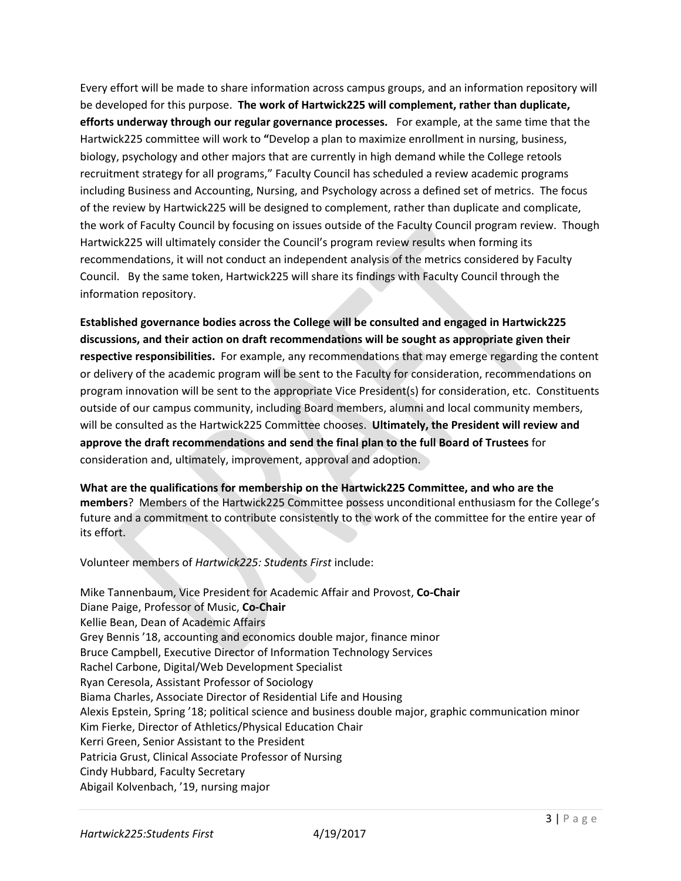Every effort will be made to share information across campus groups, and an information repository will be developed for this purpose. **The work of Hartwick225 will complement, rather than duplicate, efforts underway through our regular governance processes.** For example, at the same time that the Hartwick225 committee will work to **"**Develop a plan to maximize enrollment in nursing, business, biology, psychology and other majors that are currently in high demand while the College retools recruitment strategy for all programs," Faculty Council has scheduled a review academic programs including Business and Accounting, Nursing, and Psychology across a defined set of metrics. The focus of the review by Hartwick225 will be designed to complement, rather than duplicate and complicate, the work of Faculty Council by focusing on issues outside of the Faculty Council program review. Though Hartwick225 will ultimately consider the Council's program review results when forming its recommendations, it will not conduct an independent analysis of the metrics considered by Faculty Council. By the same token, Hartwick225 will share its findings with Faculty Council through the information repository.

**Established governance bodies across the College will be consulted and engaged in Hartwick225 discussions, and their action on draft recommendations will be sought as appropriate given their respective responsibilities.** For example, any recommendations that may emerge regarding the content or delivery of the academic program will be sent to the Faculty for consideration, recommendations on program innovation will be sent to the appropriate Vice President(s) for consideration, etc. Constituents outside of our campus community, including Board members, alumni and local community members, will be consulted as the Hartwick225 Committee chooses. **Ultimately, the President will review and approve the draft recommendations and send the final plan to the full Board of Trustees** for consideration and, ultimately, improvement, approval and adoption.

**What are the qualifications for membership on the Hartwick225 Committee, and who are the members**? Members of the Hartwick225 Committee possess unconditional enthusiasm for the College's future and a commitment to contribute consistently to the work of the committee for the entire year of its effort.

Volunteer members of *Hartwick225: Students First* include:

Mike Tannenbaum, Vice President for Academic Affair and Provost, **Co-Chair**
Diane Paige, Professor of Music, **Co-Chair**
Kellie Bean, Dean of Academic Affairs
Grey Bennis '18, accounting and economics double major, finance minor
Bruce Campbell, Executive Director of Information Technology Services
Rachel Carbone, Digital/Web Development Specialist
Ryan Ceresola, Assistant Professor of Sociology
Biama Charles, Associate Director of Residential Life and Housing
Alexis Epstein, Spring '18; political science and business double major, graphic communication minor
Kim Fierke, Director of Athletics/Physical Education Chair
Kerri Green, Senior Assistant to the President
Patricia Grust, Clinical Associate Professor of Nursing
Cindy Hubbard, Faculty Secretary
Abigail Kolvenbach, '19, nursing major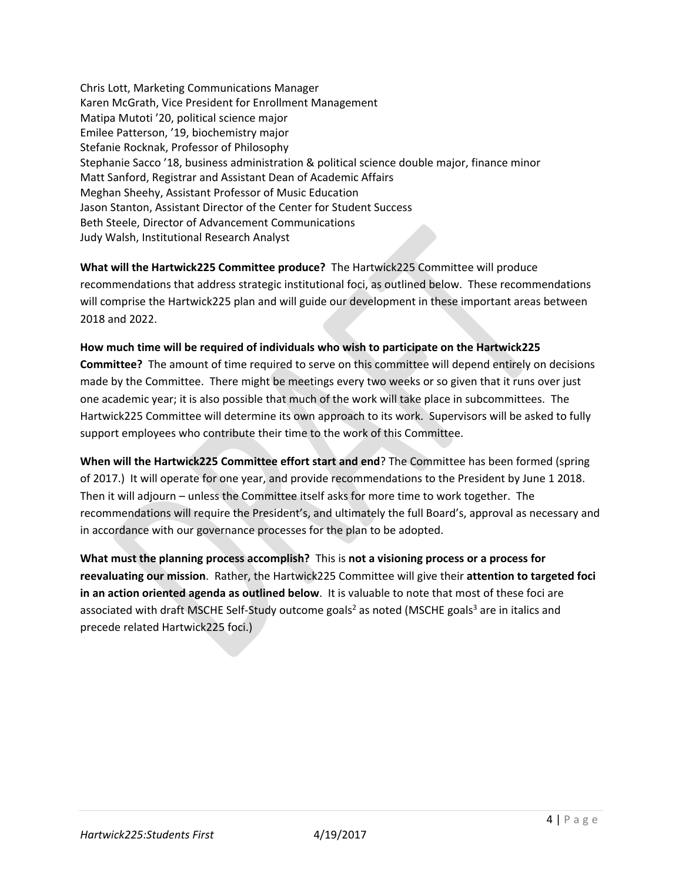Chris Lott, Marketing Communications Manager
Karen McGrath, Vice President for Enrollment Management
Matipa Mutoti '20, political science major
Emilee Patterson, '19, biochemistry major
Stefanie Rocknak, Professor of Philosophy
Stephanie Sacco '18, business administration & political science double major, finance minor
Matt Sanford, Registrar and Assistant Dean of Academic Affairs
Meghan Sheehy, Assistant Professor of Music Education
Jason Stanton, Assistant Director of the Center for Student Success
Beth Steele, Director of Advancement Communications
Judy Walsh, Institutional Research Analyst

**What will the Hartwick225 Committee produce?** The Hartwick225 Committee will produce recommendations that address strategic institutional foci, as outlined below. These recommendations will comprise the Hartwick225 plan and will guide our development in these important areas between 2018 and 2022.

**How much time will be required of individuals who wish to participate on the Hartwick225 Committee?** The amount of time required to serve on this committee will depend entirely on decisions made by the Committee. There might be meetings every two weeks or so given that it runs over just one academic year; it is also possible that much of the work will take place in subcommittees. The Hartwick225 Committee will determine its own approach to its work. Supervisors will be asked to fully support employees who contribute their time to the work of this Committee.

**When will the Hartwick225 Committee effort start and end**? The Committee has been formed (spring of 2017.) It will operate for one year, and provide recommendations to the President by June 1 2018. Then it will adjourn – unless the Committee itself asks for more time to work together. The recommendations will require the President's, and ultimately the full Board's, approval as necessary and in accordance with our governance processes for the plan to be adopted.

**What must the planning process accomplish?** This is **not a visioning process or a process for reevaluating our mission**. Rather, the Hartwick225 Committee will give their **attention to targeted foci in an action oriented agenda as outlined below**. It is valuable to note that most of these foci are associated with draft MSCHE Self-Study outcome goals[2] as noted (MSCHE goals[3] are in italics and precede related Hartwick225 foci.)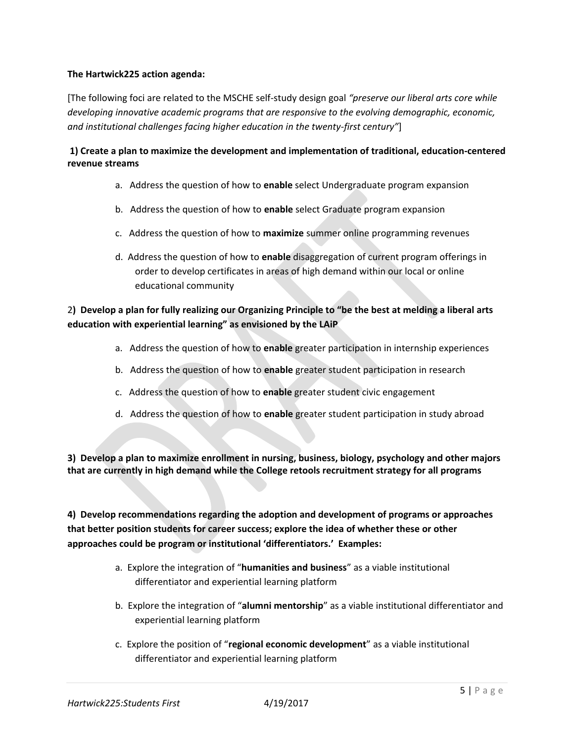**The Hartwick225 action agenda:**

[The following foci are related to the MSCHE self-study design goal *"preserve our liberal arts core while developing innovative academic programs that are responsive to the evolving demographic, economic, and institutional challenges facing higher education in the twenty-first century"*]

**1) Create a plan to maximize the development and implementation of traditional, education-centered revenue streams**

a. Address the question of how to **enable** select Undergraduate program expansion

b. Address the question of how to **enable** select Graduate program expansion

c. Address the question of how to **maximize** summer online programming revenues

d. Address the question of how to **enable** disaggregation of current program offerings in order to develop certificates in areas of high demand within our local or online educational community

2**) Develop a plan for fully realizing our Organizing Principle to "be the best at melding a liberal arts education with experiential learning" as envisioned by the LAiP**

a. Address the question of how to **enable** greater participation in internship experiences

b. Address the question of how to **enable** greater student participation in research

c. Address the question of how to **enable** greater student civic engagement

d. Address the question of how to **enable** greater student participation in study abroad

**3) Develop a plan to maximize enrollment in nursing, business, biology, psychology and other majors that are currently in high demand while the College retools recruitment strategy for all programs**

**4) Develop recommendations regarding the adoption and development of programs or approaches that better position students for career success; explore the idea of whether these or other approaches could be program or institutional 'differentiators.' Examples:**

a. Explore the integration of "**humanities and business**" as a viable institutional differentiator and experiential learning platform

b. Explore the integration of "**alumni mentorship**" as a viable institutional differentiator and experiential learning platform

c. Explore the position of "**regional economic development**" as a viable institutional differentiator and experiential learning platform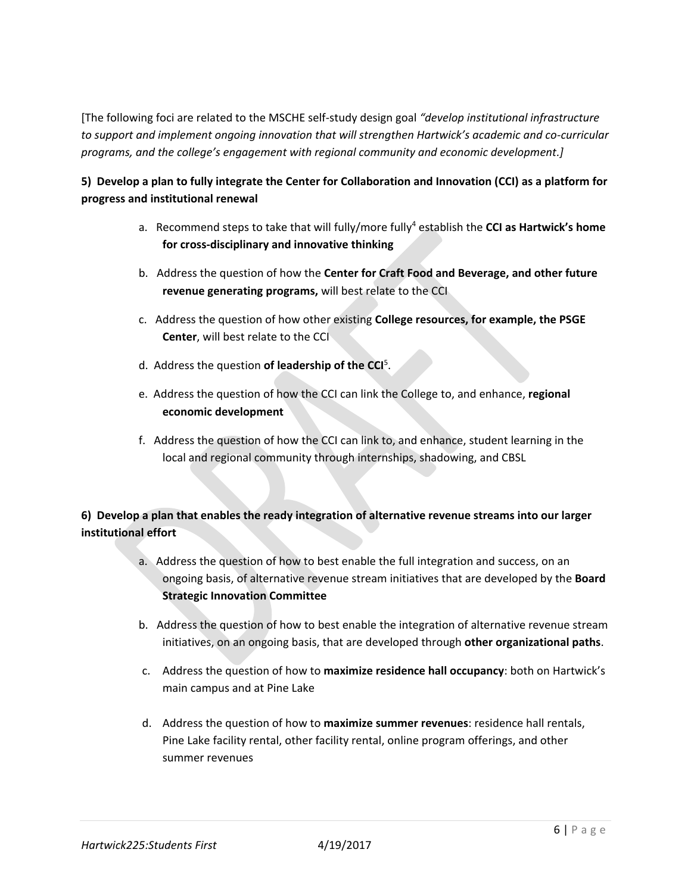[The following foci are related to the MSCHE self-study design goal *"develop institutional infrastructure to support and implement ongoing innovation that will strengthen Hartwick's academic and co-curricular programs, and the college's engagement with regional community and economic development.]*

**5) Develop a plan to fully integrate the Center for Collaboration and Innovation (CCI) as a platform for progress and institutional renewal**

a. Recommend steps to take that will fully/more fully[4] establish the **CCI as Hartwick's home for cross-disciplinary and innovative thinking**

b. Address the question of how the **Center for Craft Food and Beverage, and other future revenue generating programs,** will best relate to the CCI

c. Address the question of how other existing **College resources, for example, the PSGE Center**, will best relate to the CCI

d. Address the question **of leadership of the CCI**[5].

e. Address the question of how the CCI can link the College to, and enhance, **regional economic development**

f. Address the question of how the CCI can link to, and enhance, student learning in the local and regional community through internships, shadowing, and CBSL

**6) Develop a plan that enables the ready integration of alternative revenue streams into our larger institutional effort**

a. Address the question of how to best enable the full integration and success, on an ongoing basis, of alternative revenue stream initiatives that are developed by the **Board Strategic Innovation Committee**

b. Address the question of how to best enable the integration of alternative revenue stream initiatives, on an ongoing basis, that are developed through **other organizational paths**.

c. Address the question of how to **maximize residence hall occupancy**: both on Hartwick's main campus and at Pine Lake

d. Address the question of how to **maximize summer revenues**: residence hall rentals, Pine Lake facility rental, other facility rental, online program offerings, and other summer revenues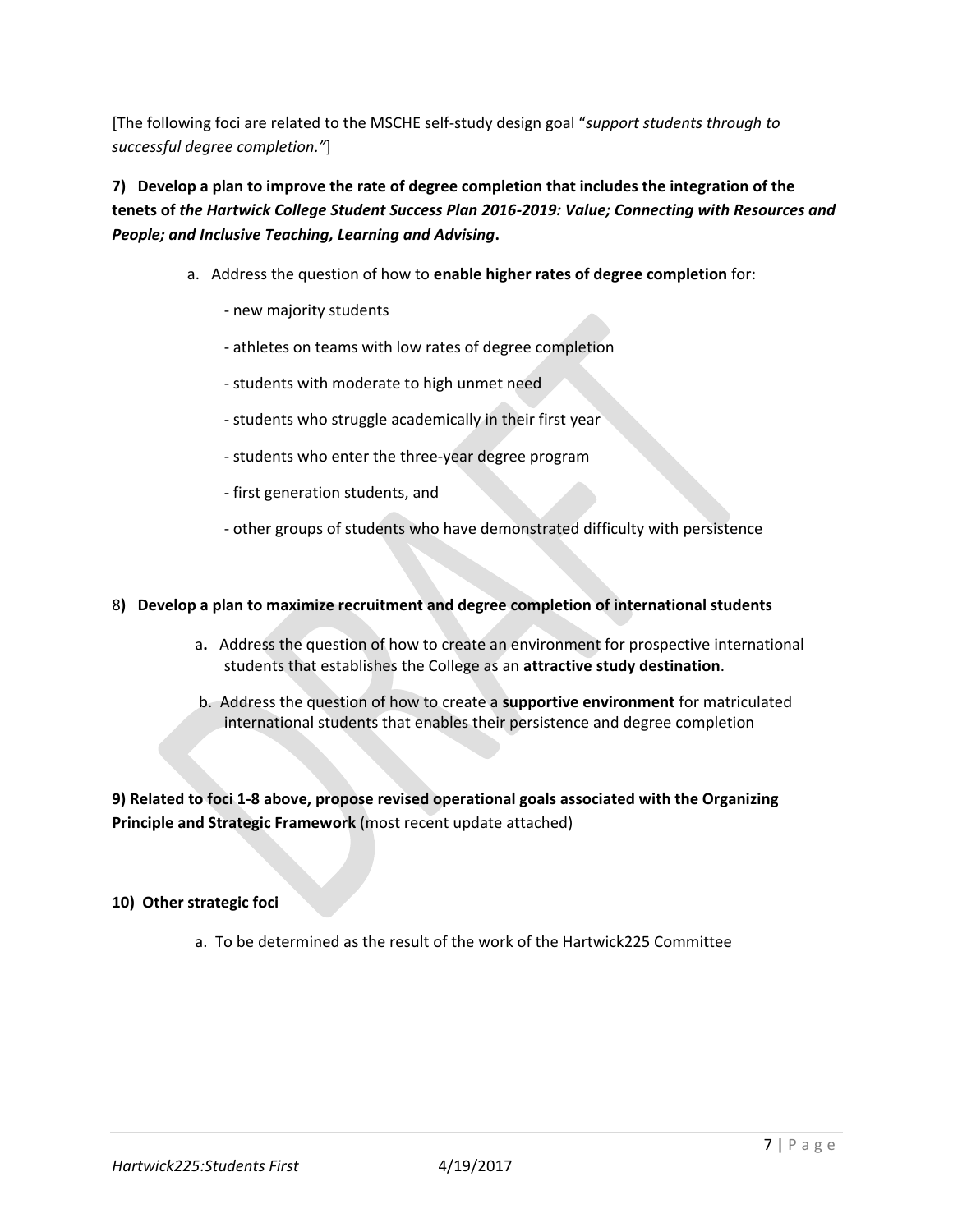[The following foci are related to the MSCHE self-study design goal "*support students through to successful degree completion."*]

**7) Develop a plan to improve the rate of degree completion that includes the integration of the tenets of *the Hartwick College Student Success Plan 2016-2019: Value; Connecting with Resources and People; and Inclusive Teaching, Learning and Advising*.**

a. Address the question of how to **enable higher rates of degree completion** for:

- new majority students
- athletes on teams with low rates of degree completion
- students with moderate to high unmet need
- students who struggle academically in their first year
- students who enter the three-year degree program
- first generation students, and
- other groups of students who have demonstrated difficulty with persistence

8**) Develop a plan to maximize recruitment and degree completion of international students**

a**.** Address the question of how to create an environment for prospective international students that establishes the College as an **attractive study destination**.

b. Address the question of how to create a **supportive environment** for matriculated international students that enables their persistence and degree completion

**9) Related to foci 1-8 above, propose revised operational goals associated with the Organizing Principle and Strategic Framework** (most recent update attached)

**10) Other strategic foci**

a. To be determined as the result of the work of the Hartwick225 Committee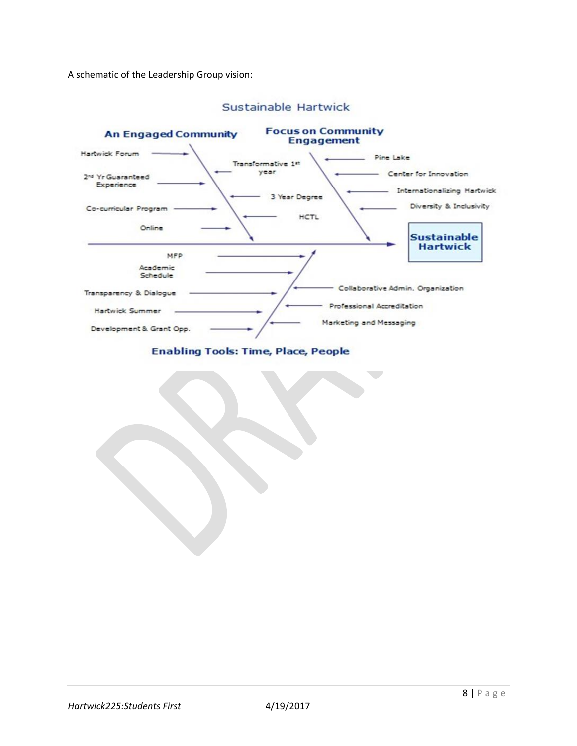A schematic of the Leadership Group vision:

Sustainable Hartwick

**An Engaged Community**

- Hartwick Forum
- 2nd Yr Guaranteed Experience
- Co-curricular Program
- Online
- Transformative 1st year
- 3 Year Degree
- HCTL

**Focus on Community Engagement**

- Pine Lake
- Center for Innovation
- Internationalizing Hartwick
- Diversity & Inclusivity

**Sustainable Hartwick**

- MFP
- Academic Schedule
- Transparency & Dialogue
- Hartwick Summer
- Development & Grant Opp.
- Collaborative Admin. Organization
- Professional Accreditation
- Marketing and Messaging

**Enabling Tools: Time, Place, People**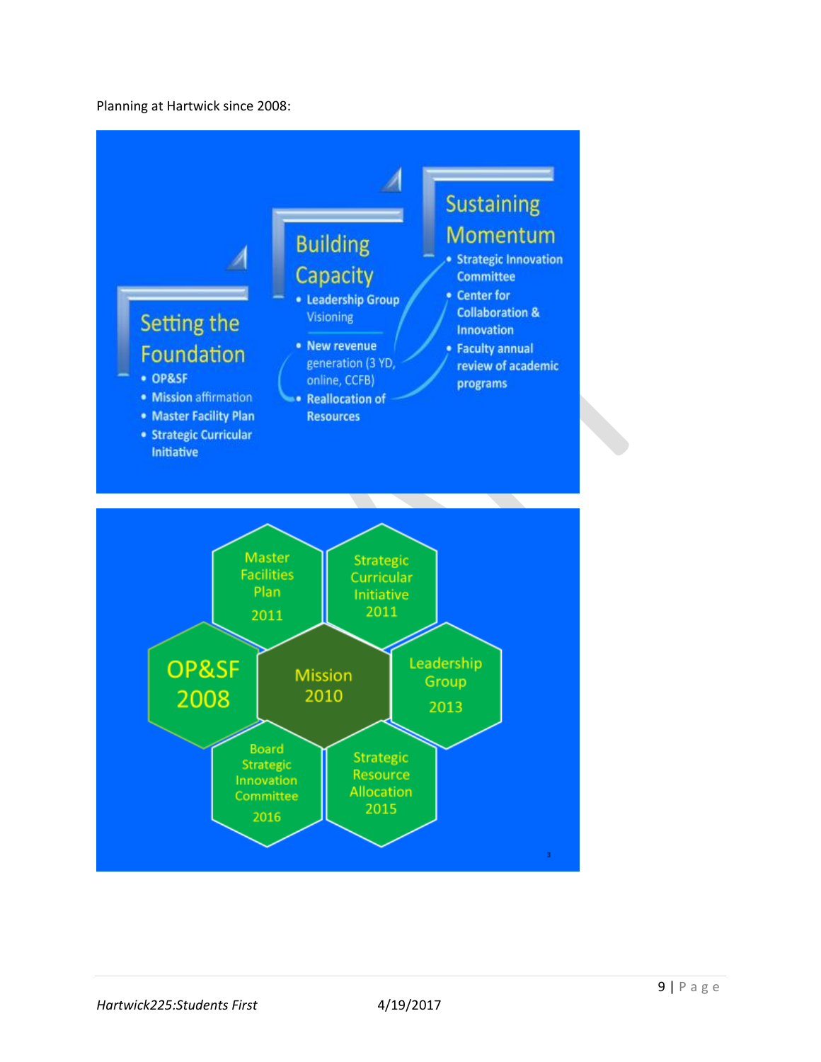Planning at Hartwick since 2008:

**Setting the Foundation**

- OP&SF
- Mission affirmation
- Master Facility Plan
- Strategic Curricular Initiative

**Building Capacity**

- Leadership Group Visioning
- New revenue generation (3 YD, online, CCFB)
- Reallocation of Resources

**Sustaining Momentum**

- Strategic Innovation Committee
- Center for Collaboration & Innovation
- Faculty annual review of academic programs

Master Facilities Plan 2011

Strategic Curricular Initiative 2011

OP&SF 2008

Mission 2010

Leadership Group 2013

Board Strategic Innovation Committee 2016

Strategic Resource Allocation 2015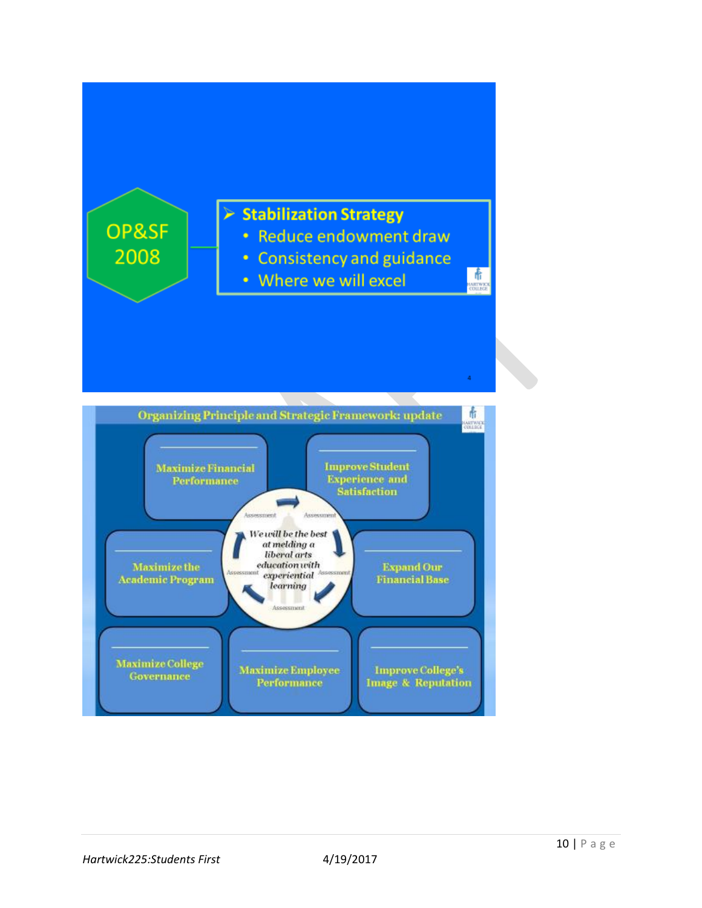OP&SF 2008

- **Stabilization Strategy**
  - Reduce endowment draw
  - Consistency and guidance
  - Where we will excel

**Organizing Principle and Strategic Framework: update**

- Maximize Financial Performance
- Improve Student Experience and Satisfaction
- Maximize the Academic Program
- Expand Our Financial Base
- Maximize College Governance
- Maximize Employee Performance
- Improve College's Image & Reputation

*We will be the best at melding a liberal arts education with experiential learning*

Assessment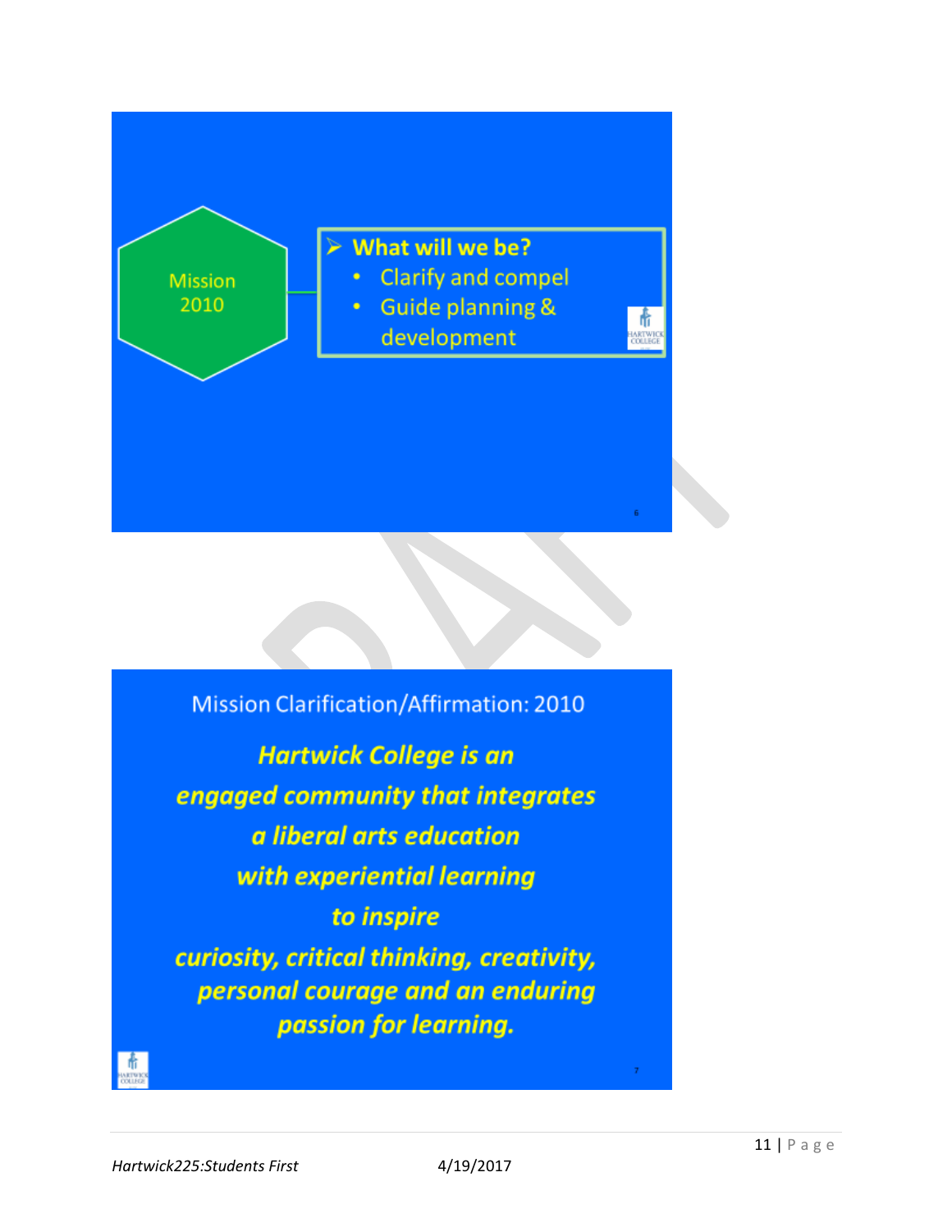Mission 2010

- What will we be?
  - Clarify and compel
  - Guide planning & development

Mission Clarification/Affirmation: 2010

***Hartwick College is an engaged community that integrates a liberal arts education with experiential learning to inspire curiosity, critical thinking, creativity, personal courage and an enduring passion for learning.***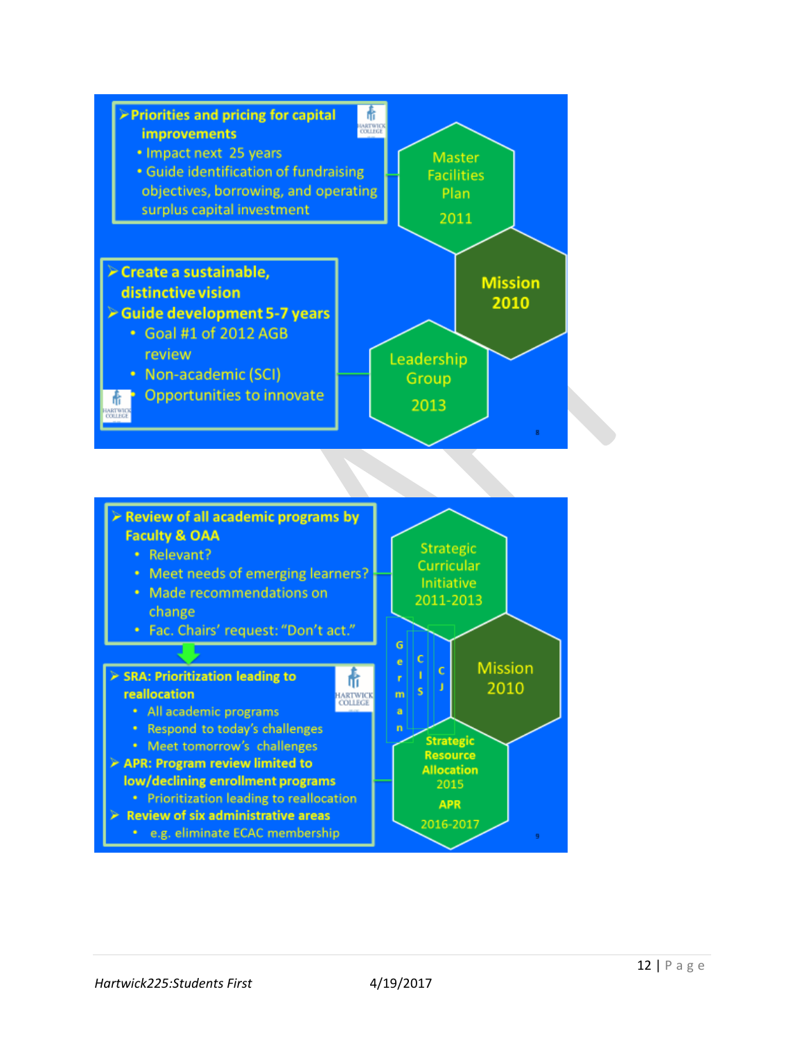- **Priorities and pricing for capital improvements**
  - Impact next 25 years
  - Guide identification of fundraising objectives, borrowing, and operating surplus capital investment

Master Facilities Plan 2011

Mission 2010

- **Create a sustainable, distinctive vision**
- **Guide development 5-7 years**
  - Goal #1 of 2012 AGB review
  - Non-academic (SCI)
  - Opportunities to innovate

Leadership Group 2013

- **Review of all academic programs by Faculty & OAA**
  - Relevant?
  - Meet needs of emerging learners?
  - Made recommendations on change
  - Fac. Chairs' request: "Don't act."
- **SRA: Prioritization leading to reallocation**
  - All academic programs
  - Respond to today's challenges
  - Meet tomorrow's challenges
- **APR: Program review limited to low/declining enrollment programs**
  - Prioritization leading to reallocation
- **Review of six administrative areas**
  - e.g. eliminate ECAC membership

Strategic Curricular Initiative 2011-2013

German | CIS | CJ

Mission 2010

Strategic Resource Allocation 2015

APR 2016-2017

*Hartwick225:Students First* 4/19/2017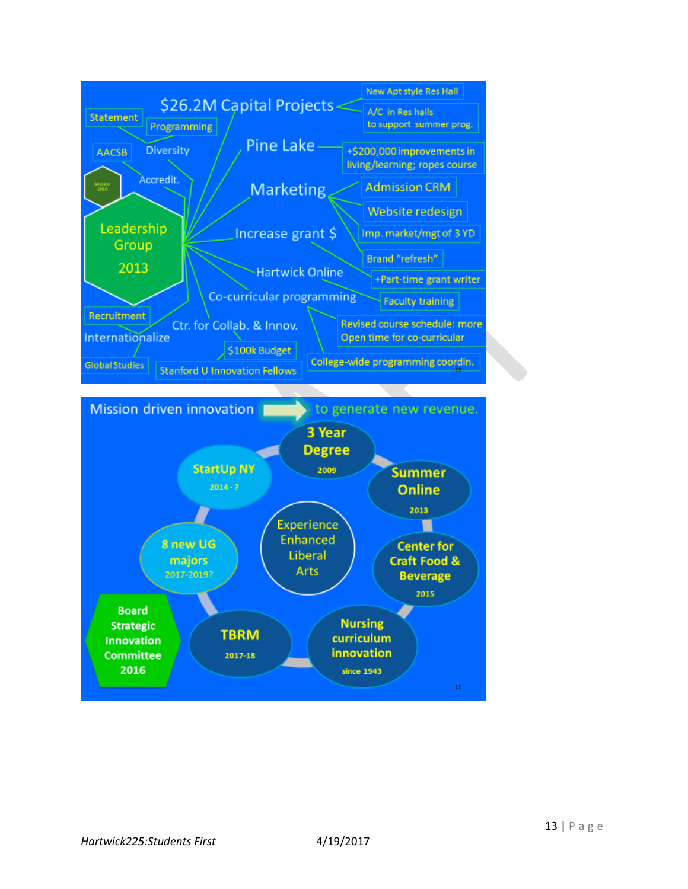**Leadership Group 2013**

- Mission 2010
- $26.2M Capital Projects
  - New Apt style Res Hall
  - A/C in Res halls to support summer prog.
- Pine Lake
  - +$200,000 improvements in living/learning; ropes course
- Marketing
  - Admission CRM
  - Website redesign
  - Imp. market/mgt of 3 YD
  - Brand "refresh"
- Increase grant $
  - +Part-time grant writer
- Hartwick Online
  - Faculty training
- Co-curricular programming
  - Revised course schedule: more Open time for co-curricular
  - College-wide programming coordin.
- Ctr. for Collab. & Innov.
  - $100k Budget
  - Stanford U Innovation Fellows
- Internationalize
  - Recruitment
  - Global Studies
- Diversity
  - Statement
  - Programming
- Accredit.
  - AACSB

**Mission driven innovation → to generate new revenue.**

- Experience Enhanced Liberal Arts
  - 3 Year Degree (2009)
  - Summer Online (2013)
  - Center for Craft Food & Beverage (2015)
  - Nursing curriculum innovation (since 1943)
  - TBRM (2017-18)
  - 8 new UG majors (2017-2019?)
  - StartUp NY (2014 - ?)
- Board Strategic Innovation Committee 2016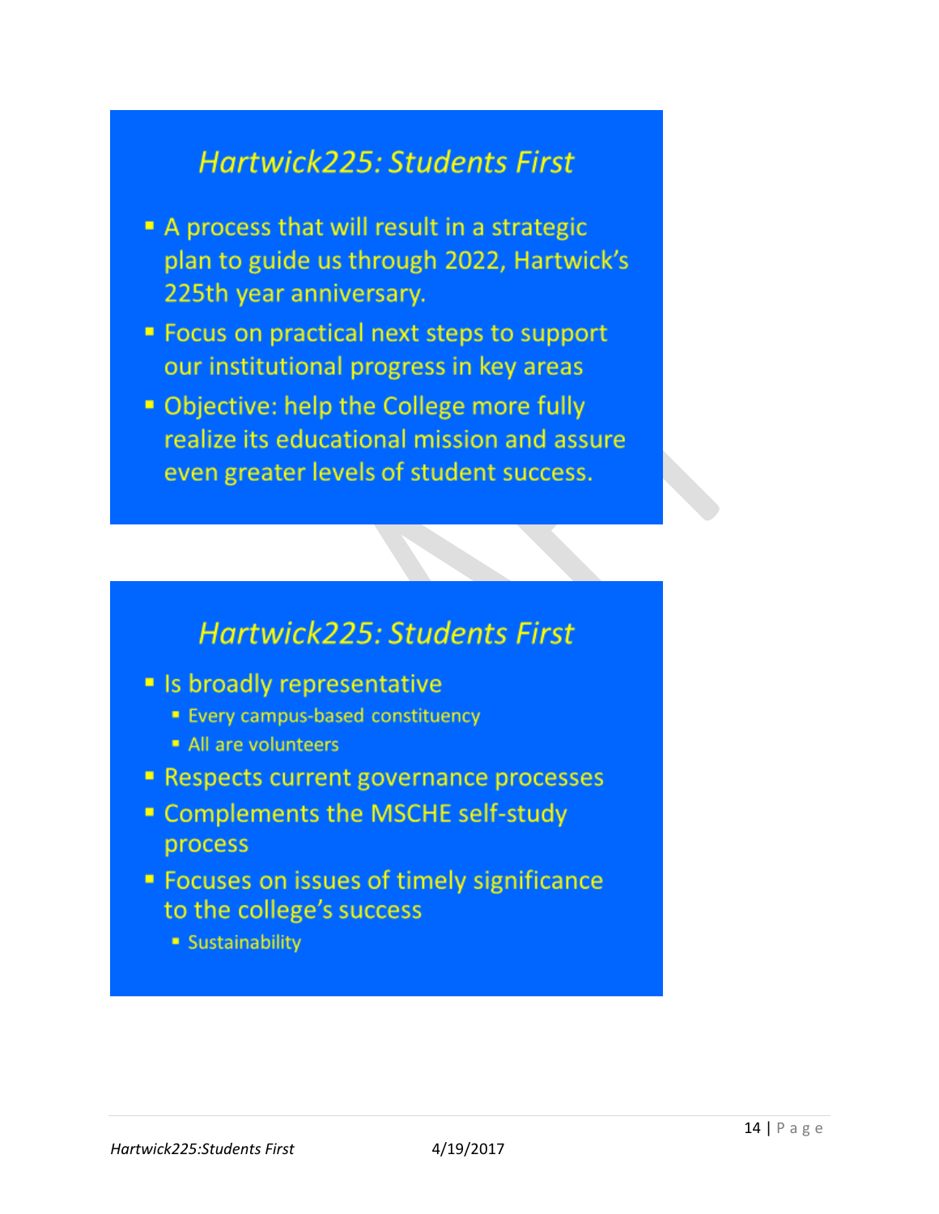## *Hartwick225: Students First*

- A process that will result in a strategic plan to guide us through 2022, Hartwick's 225th year anniversary.
- Focus on practical next steps to support our institutional progress in key areas
- Objective: help the College more fully realize its educational mission and assure even greater levels of student success.

## *Hartwick225: Students First*

- Is broadly representative
  - Every campus-based constituency
  - All are volunteers
- Respects current governance processes
- Complements the MSCHE self-study process
- Focuses on issues of timely significance to the college's success
  - Sustainability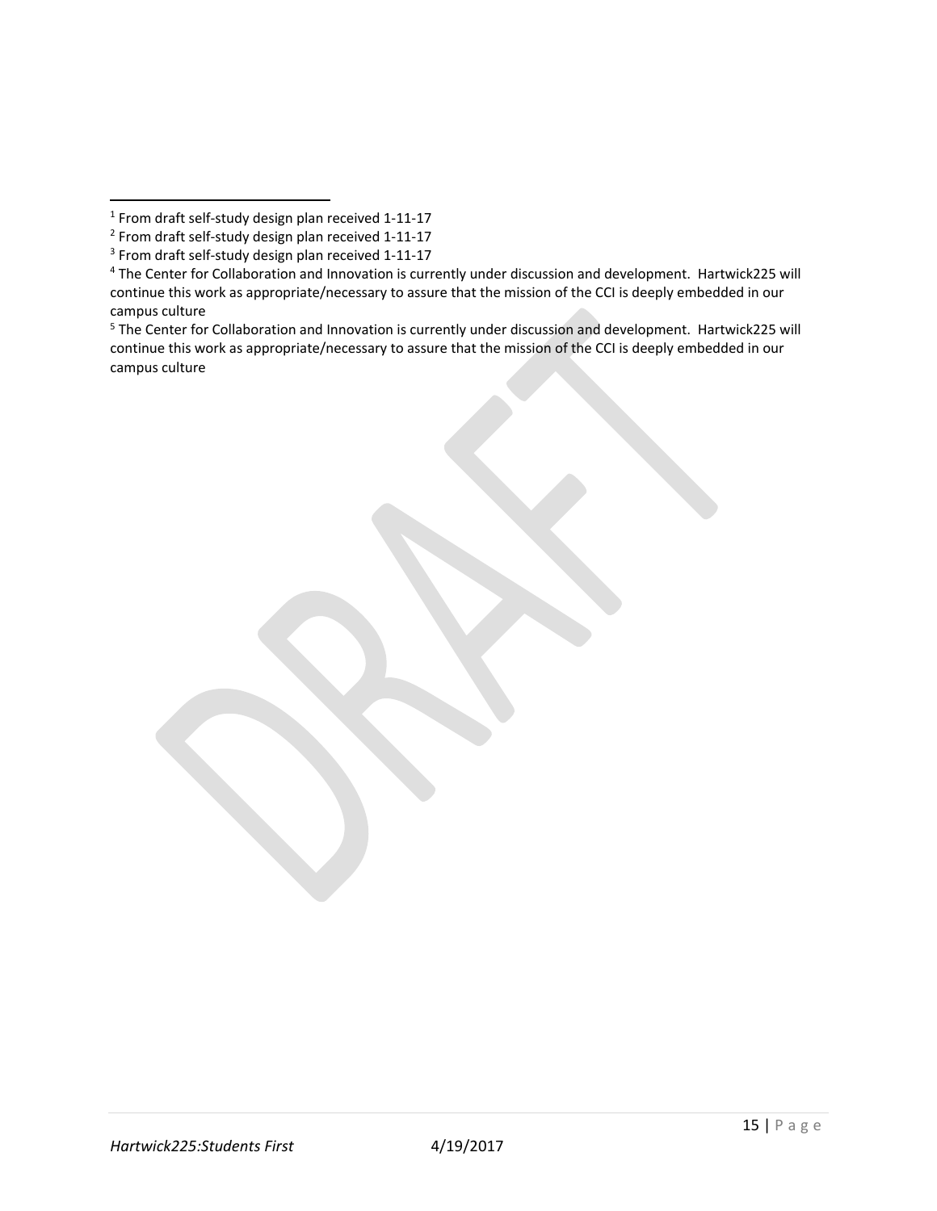[1] From draft self-study design plan received 1-11-17

[2] From draft self-study design plan received 1-11-17

[3] From draft self-study design plan received 1-11-17

[4] The Center for Collaboration and Innovation is currently under discussion and development. Hartwick225 will continue this work as appropriate/necessary to assure that the mission of the CCI is deeply embedded in our campus culture

[5] The Center for Collaboration and Innovation is currently under discussion and development. Hartwick225 will continue this work as appropriate/necessary to assure that the mission of the CCI is deeply embedded in our campus culture